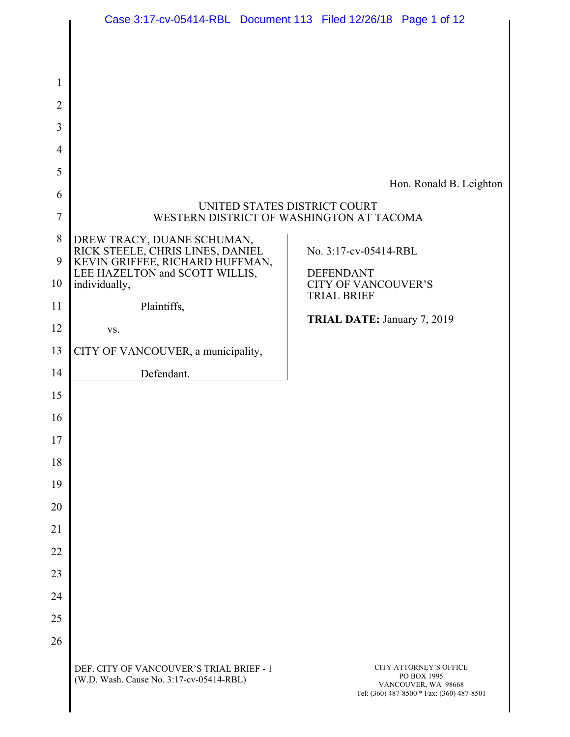Hon. Ronald B. Leighton

UNITED STATES DISTRICT COURT
WESTERN DISTRICT OF WASHINGTON AT TACOMA

| | |
|---|---|
| DREW TRACY, DUANE SCHUMAN, RICK STEELE, CHRIS LINES, DANIEL KEVIN GRIFFEE, RICHARD HUFFMAN, LEE HAZELTON and SCOTT WILLIS, individually,<br><br>Plaintiffs,<br><br>vs.<br><br>CITY OF VANCOUVER, a municipality,<br><br>Defendant. | No. 3:17-cv-05414-RBL<br><br>DEFENDANT CITY OF VANCOUVER'S TRIAL BRIEF<br><br>**TRIAL DATE:** January 7, 2019 |

DEF. CITY OF VANCOUVER'S TRIAL BRIEF - 1
(W.D. Wash. Cause No. 3:17-cv-05414-RBL)

CITY ATTORNEY'S OFFICE
PO BOX 1995
VANCOUVER, WA 98668
Tel: (360) 487-8500 * Fax: (360) 487-8501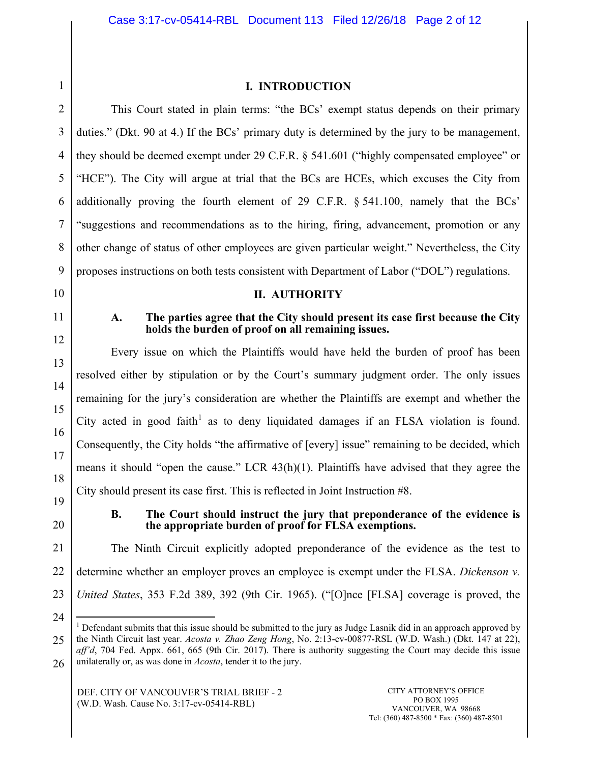# I. INTRODUCTION

This Court stated in plain terms: "the BCs' exempt status depends on their primary duties." (Dkt. 90 at 4.) If the BCs' primary duty is determined by the jury to be management, they should be deemed exempt under 29 C.F.R. § 541.601 ("highly compensated employee" or "HCE"). The City will argue at trial that the BCs are HCEs, which excuses the City from additionally proving the fourth element of 29 C.F.R. § 541.100, namely that the BCs' "suggestions and recommendations as to the hiring, firing, advancement, promotion or any other change of status of other employees are given particular weight." Nevertheless, the City proposes instructions on both tests consistent with Department of Labor ("DOL") regulations.

# II. AUTHORITY

## A. The parties agree that the City should present its case first because the City holds the burden of proof on all remaining issues.

Every issue on which the Plaintiffs would have held the burden of proof has been resolved either by stipulation or by the Court's summary judgment order. The only issues remaining for the jury's consideration are whether the Plaintiffs are exempt and whether the City acted in good faith[1] as to deny liquidated damages if an FLSA violation is found. Consequently, the City holds "the affirmative of [every] issue" remaining to be decided, which means it should "open the cause." LCR 43(h)(1). Plaintiffs have advised that they agree the City should present its case first. This is reflected in Joint Instruction #8.

## B. The Court should instruct the jury that preponderance of the evidence is the appropriate burden of proof for FLSA exemptions.

The Ninth Circuit explicitly adopted preponderance of the evidence as the test to determine whether an employer proves an employee is exempt under the FLSA. *Dickenson v. United States*, 353 F.2d 389, 392 (9th Cir. 1965). ("[O]nce [FLSA] coverage is proved, the

---

[1] Defendant submits that this issue should be submitted to the jury as Judge Lasnik did in an approach approved by the Ninth Circuit last year. *Acosta v. Zhao Zeng Hong*, No. 2:13-cv-00877-RSL (W.D. Wash.) (Dkt. 147 at 22), *aff'd*, 704 Fed. Appx. 661, 665 (9th Cir. 2017). There is authority suggesting the Court may decide this issue unilaterally or, as was done in *Acosta*, tender it to the jury.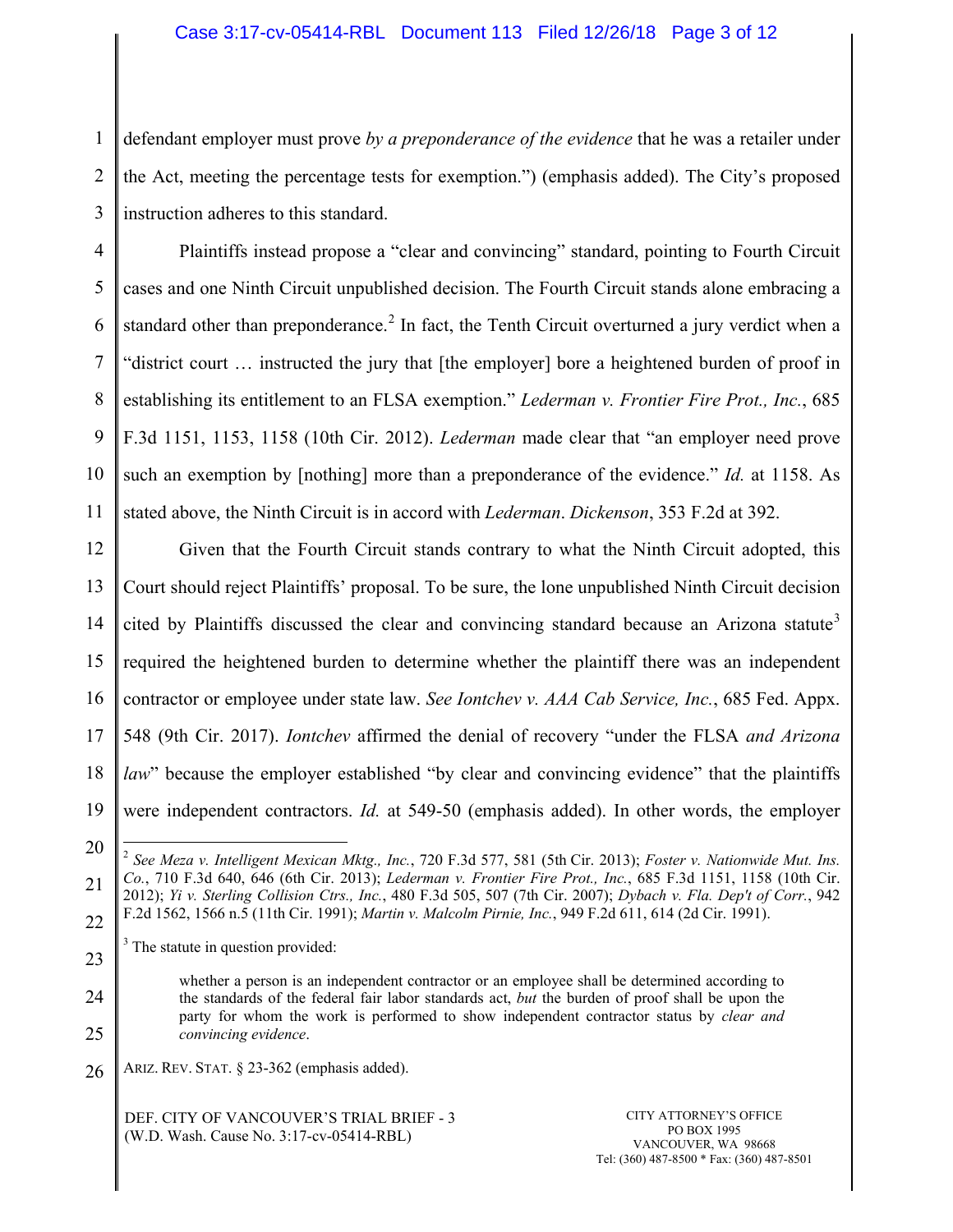defendant employer must prove *by a preponderance of the evidence* that he was a retailer under the Act, meeting the percentage tests for exemption.") (emphasis added). The City's proposed instruction adheres to this standard.

Plaintiffs instead propose a "clear and convincing" standard, pointing to Fourth Circuit cases and one Ninth Circuit unpublished decision. The Fourth Circuit stands alone embracing a standard other than preponderance.[2] In fact, the Tenth Circuit overturned a jury verdict when a "district court … instructed the jury that [the employer] bore a heightened burden of proof in establishing its entitlement to an FLSA exemption." *Lederman v. Frontier Fire Prot., Inc.*, 685 F.3d 1151, 1153, 1158 (10th Cir. 2012). *Lederman* made clear that "an employer need prove such an exemption by [nothing] more than a preponderance of the evidence." *Id.* at 1158. As stated above, the Ninth Circuit is in accord with *Lederman*. *Dickenson*, 353 F.2d at 392.

Given that the Fourth Circuit stands contrary to what the Ninth Circuit adopted, this Court should reject Plaintiffs' proposal. To be sure, the lone unpublished Ninth Circuit decision cited by Plaintiffs discussed the clear and convincing standard because an Arizona statute[3] required the heightened burden to determine whether the plaintiff there was an independent contractor or employee under state law. *See Iontchev v. AAA Cab Service, Inc.*, 685 Fed. Appx. 548 (9th Cir. 2017). *Iontchev* affirmed the denial of recovery "under the FLSA *and Arizona law*" because the employer established "by clear and convincing evidence" that the plaintiffs were independent contractors. *Id.* at 549-50 (emphasis added). In other words, the employer

---

[2] *See Meza v. Intelligent Mexican Mktg., Inc.*, 720 F.3d 577, 581 (5th Cir. 2013); *Foster v. Nationwide Mut. Ins. Co.*, 710 F.3d 640, 646 (6th Cir. 2013); *Lederman v. Frontier Fire Prot., Inc.*, 685 F.3d 1151, 1158 (10th Cir. 2012); *Yi v. Sterling Collision Ctrs., Inc.*, 480 F.3d 505, 507 (7th Cir. 2007); *Dybach v. Fla. Dep't of Corr.*, 942 F.2d 1562, 1566 n.5 (11th Cir. 1991); *Martin v. Malcolm Pirnie, Inc.*, 949 F.2d 611, 614 (2d Cir. 1991).

[3] The statute in question provided:

> whether a person is an independent contractor or an employee shall be determined according to the standards of the federal fair labor standards act, *but* the burden of proof shall be upon the party for whom the work is performed to show independent contractor status by *clear and convincing evidence*.

ARIZ. REV. STAT. § 23-362 (emphasis added).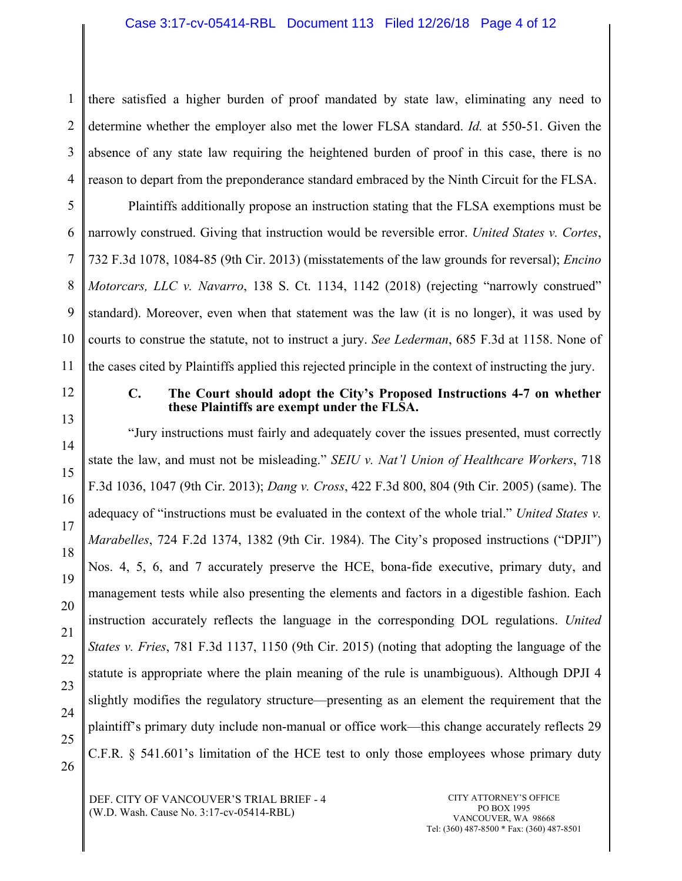there satisfied a higher burden of proof mandated by state law, eliminating any need to determine whether the employer also met the lower FLSA standard. *Id.* at 550-51. Given the absence of any state law requiring the heightened burden of proof in this case, there is no reason to depart from the preponderance standard embraced by the Ninth Circuit for the FLSA.

Plaintiffs additionally propose an instruction stating that the FLSA exemptions must be narrowly construed. Giving that instruction would be reversible error. *United States v. Cortes*, 732 F.3d 1078, 1084-85 (9th Cir. 2013) (misstatements of the law grounds for reversal); *Encino Motorcars, LLC v. Navarro*, 138 S. Ct. 1134, 1142 (2018) (rejecting "narrowly construed" standard). Moreover, even when that statement was the law (it is no longer), it was used by courts to construe the statute, not to instruct a jury. *See Lederman*, 685 F.3d at 1158. None of the cases cited by Plaintiffs applied this rejected principle in the context of instructing the jury.

### C. The Court should adopt the City's Proposed Instructions 4-7 on whether these Plaintiffs are exempt under the FLSA.

"Jury instructions must fairly and adequately cover the issues presented, must correctly state the law, and must not be misleading." *SEIU v. Nat'l Union of Healthcare Workers*, 718 F.3d 1036, 1047 (9th Cir. 2013); *Dang v. Cross*, 422 F.3d 800, 804 (9th Cir. 2005) (same). The adequacy of "instructions must be evaluated in the context of the whole trial." *United States v. Marabelles*, 724 F.2d 1374, 1382 (9th Cir. 1984). The City's proposed instructions ("DPJI") Nos. 4, 5, 6, and 7 accurately preserve the HCE, bona-fide executive, primary duty, and management tests while also presenting the elements and factors in a digestible fashion. Each instruction accurately reflects the language in the corresponding DOL regulations. *United States v. Fries*, 781 F.3d 1137, 1150 (9th Cir. 2015) (noting that adopting the language of the statute is appropriate where the plain meaning of the rule is unambiguous). Although DPJI 4 slightly modifies the regulatory structure—presenting as an element the requirement that the plaintiff's primary duty include non-manual or office work—this change accurately reflects 29 C.F.R. § 541.601's limitation of the HCE test to only those employees whose primary duty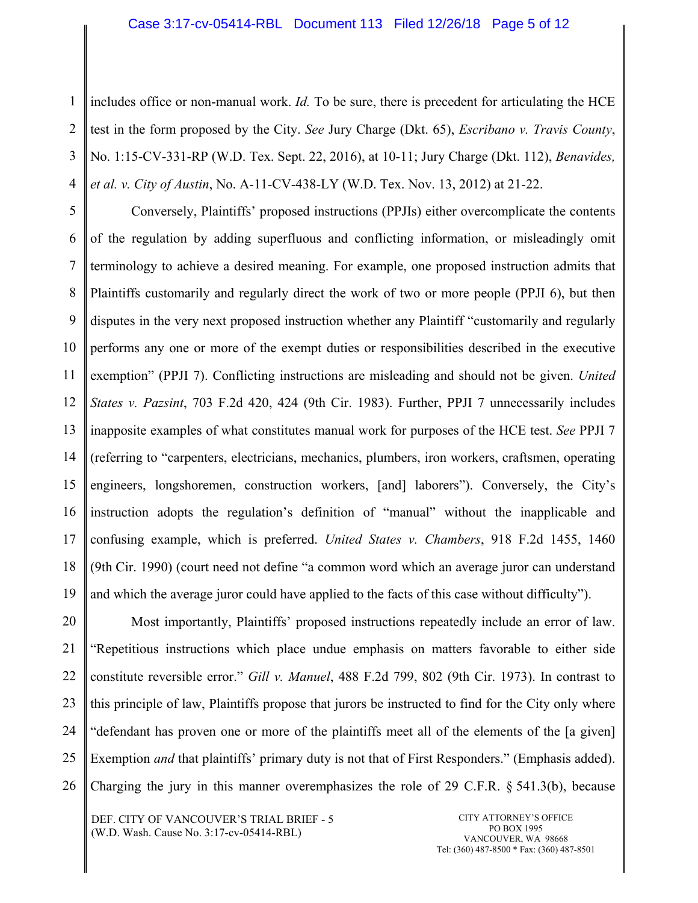includes office or non-manual work. *Id.* To be sure, there is precedent for articulating the HCE test in the form proposed by the City. *See* Jury Charge (Dkt. 65), *Escribano v. Travis County*, No. 1:15-CV-331-RP (W.D. Tex. Sept. 22, 2016), at 10-11; Jury Charge (Dkt. 112), *Benavides, et al. v. City of Austin*, No. A-11-CV-438-LY (W.D. Tex. Nov. 13, 2012) at 21-22.

Conversely, Plaintiffs' proposed instructions (PPJIs) either overcomplicate the contents of the regulation by adding superfluous and conflicting information, or misleadingly omit terminology to achieve a desired meaning. For example, one proposed instruction admits that Plaintiffs customarily and regularly direct the work of two or more people (PPJI 6), but then disputes in the very next proposed instruction whether any Plaintiff "customarily and regularly performs any one or more of the exempt duties or responsibilities described in the executive exemption" (PPJI 7). Conflicting instructions are misleading and should not be given. *United States v. Pazsint*, 703 F.2d 420, 424 (9th Cir. 1983). Further, PPJI 7 unnecessarily includes inapposite examples of what constitutes manual work for purposes of the HCE test. *See* PPJI 7 (referring to "carpenters, electricians, mechanics, plumbers, iron workers, craftsmen, operating engineers, longshoremen, construction workers, [and] laborers"). Conversely, the City's instruction adopts the regulation's definition of "manual" without the inapplicable and confusing example, which is preferred. *United States v. Chambers*, 918 F.2d 1455, 1460 (9th Cir. 1990) (court need not define "a common word which an average juror can understand and which the average juror could have applied to the facts of this case without difficulty").

Most importantly, Plaintiffs' proposed instructions repeatedly include an error of law. "Repetitious instructions which place undue emphasis on matters favorable to either side constitute reversible error." *Gill v. Manuel*, 488 F.2d 799, 802 (9th Cir. 1973). In contrast to this principle of law, Plaintiffs propose that jurors be instructed to find for the City only where "defendant has proven one or more of the plaintiffs meet all of the elements of the [a given] Exemption *and* that plaintiffs' primary duty is not that of First Responders." (Emphasis added). Charging the jury in this manner overemphasizes the role of 29 C.F.R. § 541.3(b), because

DEF. CITY OF VANCOUVER'S TRIAL BRIEF - 5
(W.D. Wash. Cause No. 3:17-cv-05414-RBL)

CITY ATTORNEY'S OFFICE
PO BOX 1995
VANCOUVER, WA 98668
Tel: (360) 487-8500 * Fax: (360) 487-8501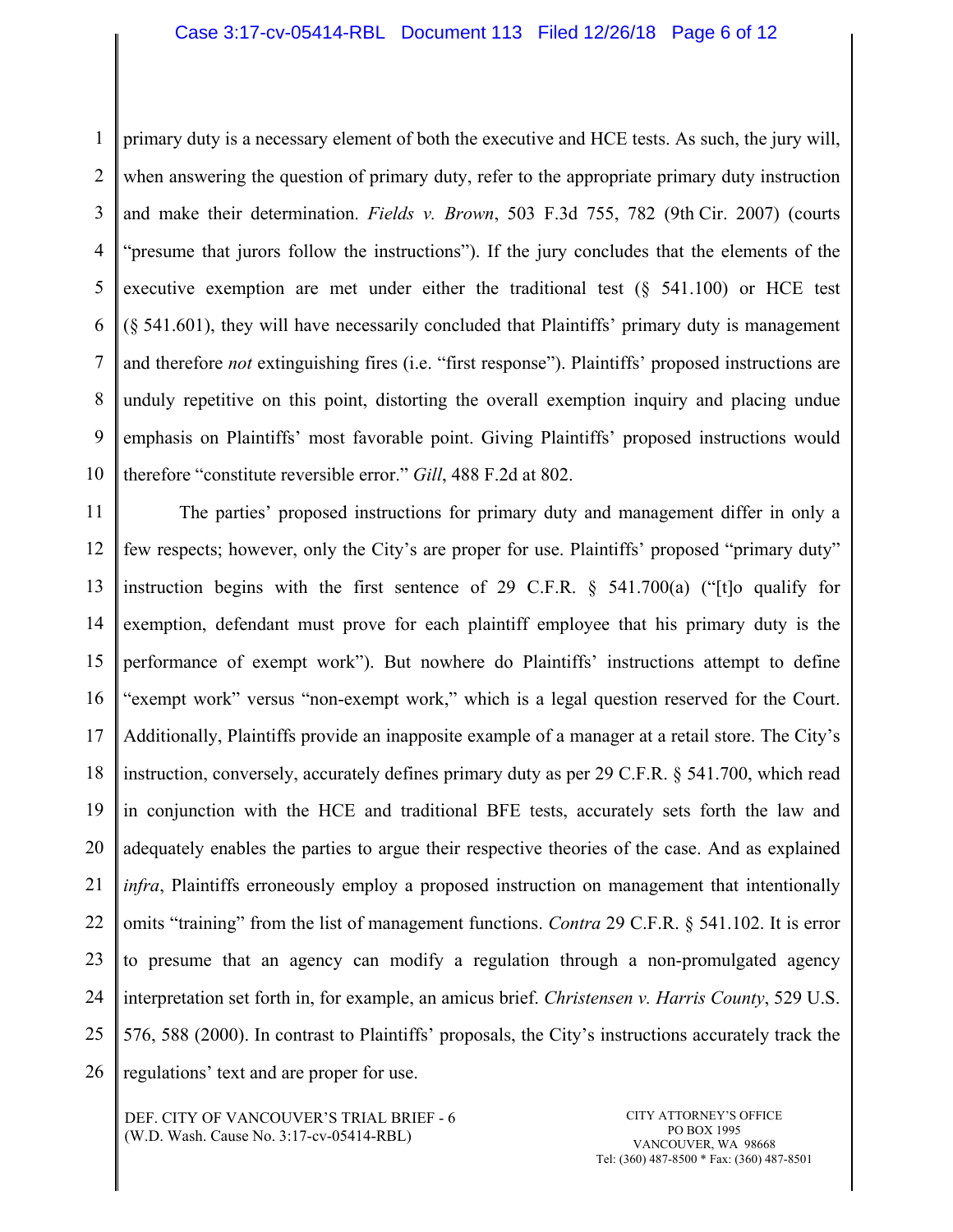primary duty is a necessary element of both the executive and HCE tests. As such, the jury will, when answering the question of primary duty, refer to the appropriate primary duty instruction and make their determination. *Fields v. Brown*, 503 F.3d 755, 782 (9th Cir. 2007) (courts "presume that jurors follow the instructions"). If the jury concludes that the elements of the executive exemption are met under either the traditional test (§ 541.100) or HCE test (§ 541.601), they will have necessarily concluded that Plaintiffs' primary duty is management and therefore *not* extinguishing fires (i.e. "first response"). Plaintiffs' proposed instructions are unduly repetitive on this point, distorting the overall exemption inquiry and placing undue emphasis on Plaintiffs' most favorable point. Giving Plaintiffs' proposed instructions would therefore "constitute reversible error." *Gill*, 488 F.2d at 802.

The parties' proposed instructions for primary duty and management differ in only a few respects; however, only the City's are proper for use. Plaintiffs' proposed "primary duty" instruction begins with the first sentence of 29 C.F.R. § 541.700(a) ("[t]o qualify for exemption, defendant must prove for each plaintiff employee that his primary duty is the performance of exempt work"). But nowhere do Plaintiffs' instructions attempt to define "exempt work" versus "non-exempt work," which is a legal question reserved for the Court. Additionally, Plaintiffs provide an inapposite example of a manager at a retail store. The City's instruction, conversely, accurately defines primary duty as per 29 C.F.R. § 541.700, which read in conjunction with the HCE and traditional BFE tests, accurately sets forth the law and adequately enables the parties to argue their respective theories of the case. And as explained *infra*, Plaintiffs erroneously employ a proposed instruction on management that intentionally omits "training" from the list of management functions. *Contra* 29 C.F.R. § 541.102. It is error to presume that an agency can modify a regulation through a non-promulgated agency interpretation set forth in, for example, an amicus brief. *Christensen v. Harris County*, 529 U.S. 576, 588 (2000). In contrast to Plaintiffs' proposals, the City's instructions accurately track the regulations' text and are proper for use.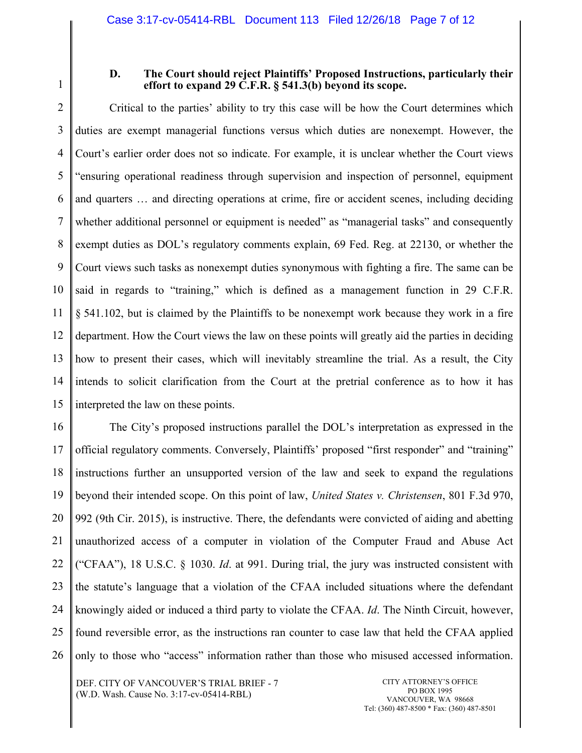### D. The Court should reject Plaintiffs' Proposed Instructions, particularly their effort to expand 29 C.F.R. § 541.3(b) beyond its scope.

Critical to the parties' ability to try this case will be how the Court determines which duties are exempt managerial functions versus which duties are nonexempt. However, the Court's earlier order does not so indicate. For example, it is unclear whether the Court views "ensuring operational readiness through supervision and inspection of personnel, equipment and quarters … and directing operations at crime, fire or accident scenes, including deciding whether additional personnel or equipment is needed" as "managerial tasks" and consequently exempt duties as DOL's regulatory comments explain, 69 Fed. Reg. at 22130, or whether the Court views such tasks as nonexempt duties synonymous with fighting a fire. The same can be said in regards to "training," which is defined as a management function in 29 C.F.R. § 541.102, but is claimed by the Plaintiffs to be nonexempt work because they work in a fire department. How the Court views the law on these points will greatly aid the parties in deciding how to present their cases, which will inevitably streamline the trial. As a result, the City intends to solicit clarification from the Court at the pretrial conference as to how it has interpreted the law on these points.

The City's proposed instructions parallel the DOL's interpretation as expressed in the official regulatory comments. Conversely, Plaintiffs' proposed "first responder" and "training" instructions further an unsupported version of the law and seek to expand the regulations beyond their intended scope. On this point of law, *United States v. Christensen*, 801 F.3d 970, 992 (9th Cir. 2015), is instructive. There, the defendants were convicted of aiding and abetting unauthorized access of a computer in violation of the Computer Fraud and Abuse Act ("CFAA"), 18 U.S.C. § 1030. *Id*. at 991. During trial, the jury was instructed consistent with the statute's language that a violation of the CFAA included situations where the defendant knowingly aided or induced a third party to violate the CFAA. *Id*. The Ninth Circuit, however, found reversible error, as the instructions ran counter to case law that held the CFAA applied only to those who "access" information rather than those who misused accessed information.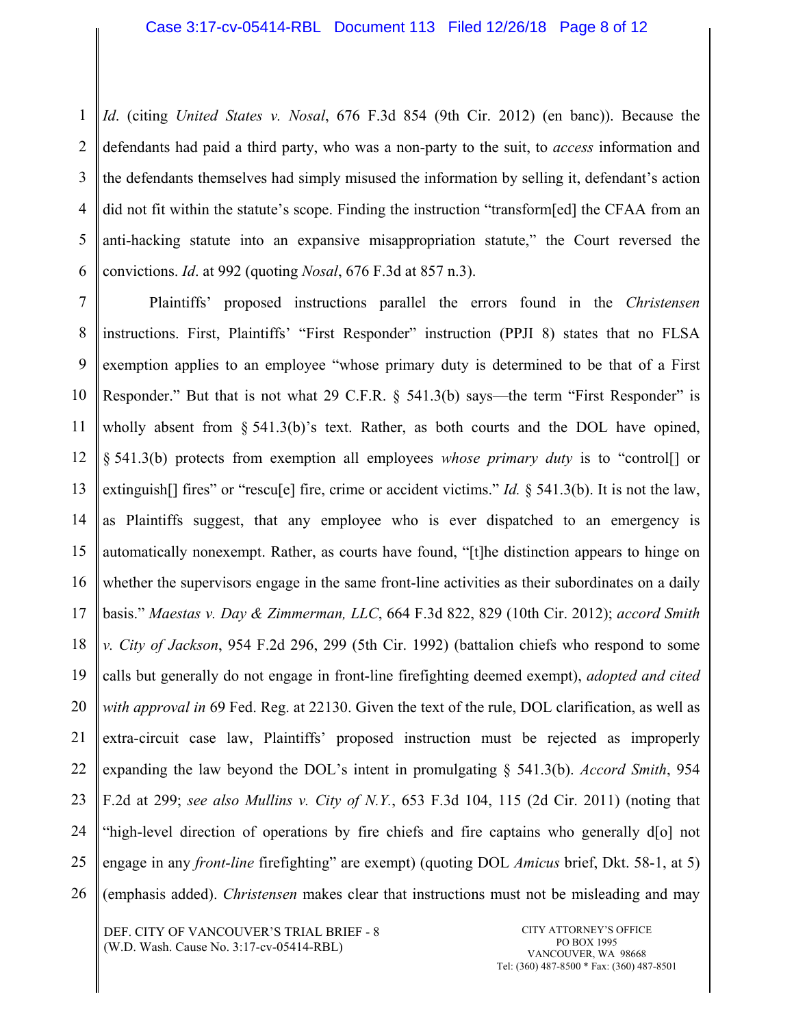*Id*. (citing *United States v. Nosal*, 676 F.3d 854 (9th Cir. 2012) (en banc)). Because the defendants had paid a third party, who was a non-party to the suit, to *access* information and the defendants themselves had simply misused the information by selling it, defendant's action did not fit within the statute's scope. Finding the instruction "transform[ed] the CFAA from an anti-hacking statute into an expansive misappropriation statute," the Court reversed the convictions. *Id*. at 992 (quoting *Nosal*, 676 F.3d at 857 n.3).

Plaintiffs' proposed instructions parallel the errors found in the *Christensen* instructions. First, Plaintiffs' "First Responder" instruction (PPJI 8) states that no FLSA exemption applies to an employee "whose primary duty is determined to be that of a First Responder." But that is not what 29 C.F.R. § 541.3(b) says—the term "First Responder" is wholly absent from § 541.3(b)'s text. Rather, as both courts and the DOL have opined, § 541.3(b) protects from exemption all employees *whose primary duty* is to "control[] or extinguish[] fires" or "rescu[e] fire, crime or accident victims." *Id.* § 541.3(b). It is not the law, as Plaintiffs suggest, that any employee who is ever dispatched to an emergency is automatically nonexempt. Rather, as courts have found, "[t]he distinction appears to hinge on whether the supervisors engage in the same front-line activities as their subordinates on a daily basis." *Maestas v. Day & Zimmerman, LLC*, 664 F.3d 822, 829 (10th Cir. 2012); *accord Smith v. City of Jackson*, 954 F.2d 296, 299 (5th Cir. 1992) (battalion chiefs who respond to some calls but generally do not engage in front-line firefighting deemed exempt), *adopted and cited with approval in* 69 Fed. Reg. at 22130. Given the text of the rule, DOL clarification, as well as extra-circuit case law, Plaintiffs' proposed instruction must be rejected as improperly expanding the law beyond the DOL's intent in promulgating § 541.3(b). *Accord Smith*, 954 F.2d at 299; *see also Mullins v. City of N.Y.*, 653 F.3d 104, 115 (2d Cir. 2011) (noting that "high-level direction of operations by fire chiefs and fire captains who generally d[o] not engage in any *front-line* firefighting" are exempt) (quoting DOL *Amicus* brief, Dkt. 58-1, at 5) (emphasis added). *Christensen* makes clear that instructions must not be misleading and may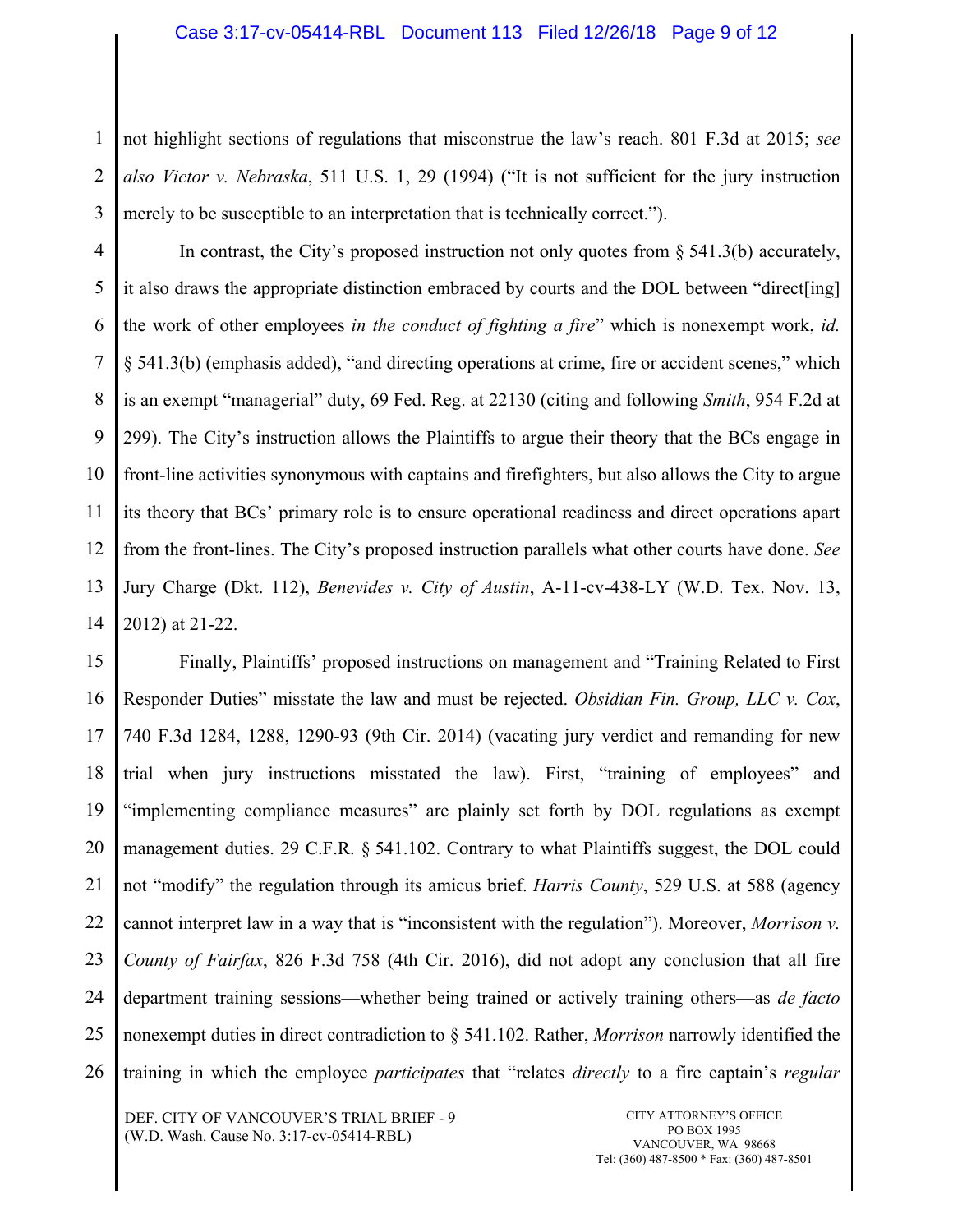not highlight sections of regulations that misconstrue the law's reach. 801 F.3d at 2015; *see also Victor v. Nebraska*, 511 U.S. 1, 29 (1994) ("It is not sufficient for the jury instruction merely to be susceptible to an interpretation that is technically correct.").

In contrast, the City's proposed instruction not only quotes from § 541.3(b) accurately, it also draws the appropriate distinction embraced by courts and the DOL between "direct[ing] the work of other employees *in the conduct of fighting a fire*" which is nonexempt work, *id.* § 541.3(b) (emphasis added), "and directing operations at crime, fire or accident scenes," which is an exempt "managerial" duty, 69 Fed. Reg. at 22130 (citing and following *Smith*, 954 F.2d at 299). The City's instruction allows the Plaintiffs to argue their theory that the BCs engage in front-line activities synonymous with captains and firefighters, but also allows the City to argue its theory that BCs' primary role is to ensure operational readiness and direct operations apart from the front-lines. The City's proposed instruction parallels what other courts have done. *See* Jury Charge (Dkt. 112), *Benevides v. City of Austin*, A-11-cv-438-LY (W.D. Tex. Nov. 13, 2012) at 21-22.

Finally, Plaintiffs' proposed instructions on management and "Training Related to First Responder Duties" misstate the law and must be rejected. *Obsidian Fin. Group, LLC v. Cox*, 740 F.3d 1284, 1288, 1290-93 (9th Cir. 2014) (vacating jury verdict and remanding for new trial when jury instructions misstated the law). First, "training of employees" and "implementing compliance measures" are plainly set forth by DOL regulations as exempt management duties. 29 C.F.R. § 541.102. Contrary to what Plaintiffs suggest, the DOL could not "modify" the regulation through its amicus brief. *Harris County*, 529 U.S. at 588 (agency cannot interpret law in a way that is "inconsistent with the regulation"). Moreover, *Morrison v. County of Fairfax*, 826 F.3d 758 (4th Cir. 2016), did not adopt any conclusion that all fire department training sessions—whether being trained or actively training others—as *de facto* nonexempt duties in direct contradiction to § 541.102. Rather, *Morrison* narrowly identified the training in which the employee *participates* that "relates *directly* to a fire captain's *regular*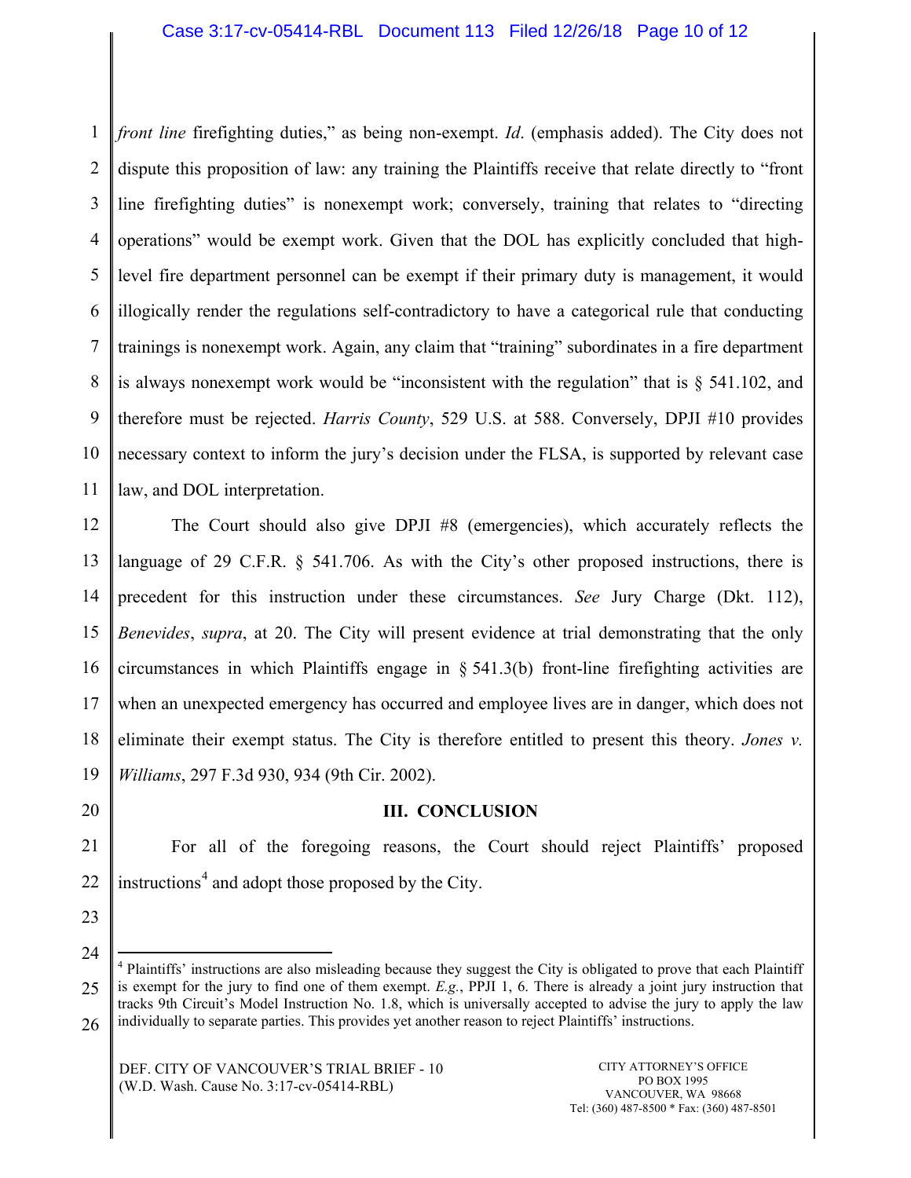*front line* firefighting duties," as being non-exempt. *Id*. (emphasis added). The City does not dispute this proposition of law: any training the Plaintiffs receive that relate directly to "front line firefighting duties" is nonexempt work; conversely, training that relates to "directing operations" would be exempt work. Given that the DOL has explicitly concluded that high-level fire department personnel can be exempt if their primary duty is management, it would illogically render the regulations self-contradictory to have a categorical rule that conducting trainings is nonexempt work. Again, any claim that "training" subordinates in a fire department is always nonexempt work would be "inconsistent with the regulation" that is § 541.102, and therefore must be rejected. *Harris County*, 529 U.S. at 588. Conversely, DPJI #10 provides necessary context to inform the jury's decision under the FLSA, is supported by relevant case law, and DOL interpretation.

The Court should also give DPJI #8 (emergencies), which accurately reflects the language of 29 C.F.R. § 541.706. As with the City's other proposed instructions, there is precedent for this instruction under these circumstances. *See* Jury Charge (Dkt. 112), *Benevides*, *supra*, at 20. The City will present evidence at trial demonstrating that the only circumstances in which Plaintiffs engage in § 541.3(b) front-line firefighting activities are when an unexpected emergency has occurred and employee lives are in danger, which does not eliminate their exempt status. The City is therefore entitled to present this theory. *Jones v. Williams*, 297 F.3d 930, 934 (9th Cir. 2002).

## III. CONCLUSION

For all of the foregoing reasons, the Court should reject Plaintiffs' proposed instructions[4] and adopt those proposed by the City.

---

[4] Plaintiffs' instructions are also misleading because they suggest the City is obligated to prove that each Plaintiff is exempt for the jury to find one of them exempt. *E.g.*, PPJI 1, 6. There is already a joint jury instruction that tracks 9th Circuit's Model Instruction No. 1.8, which is universally accepted to advise the jury to apply the law individually to separate parties. This provides yet another reason to reject Plaintiffs' instructions.

DEF. CITY OF VANCOUVER'S TRIAL BRIEF - 10
(W.D. Wash. Cause No. 3:17-cv-05414-RBL)

CITY ATTORNEY'S OFFICE
PO BOX 1995
VANCOUVER, WA 98668
Tel: (360) 487-8500 * Fax: (360) 487-8501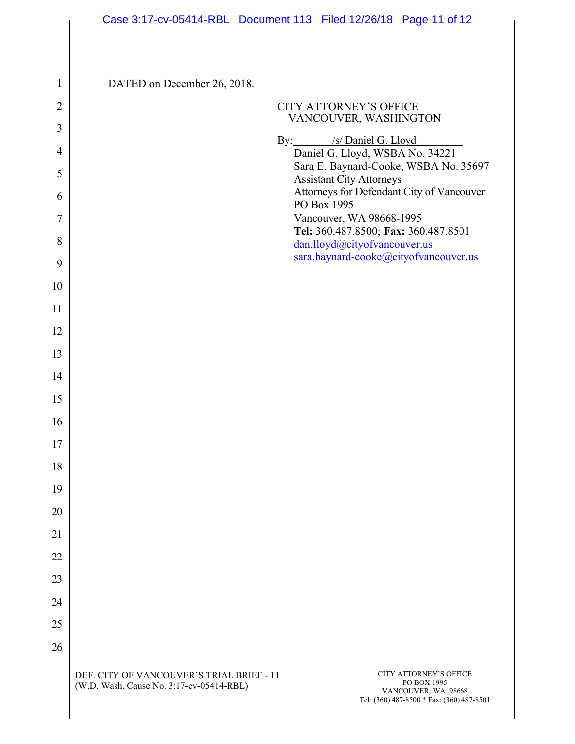DATED on December 26, 2018.

CITY ATTORNEY'S OFFICE
VANCOUVER, WASHINGTON

By: /s/ Daniel G. Lloyd
Daniel G. Lloyd, WSBA No. 34221
Sara E. Baynard-Cooke, WSBA No. 35697
Assistant City Attorneys
Attorneys for Defendant City of Vancouver
PO Box 1995
Vancouver, WA 98668-1995
**Tel:** 360.487.8500; **Fax:** 360.487.8501
dan.lloyd@cityofvancouver.us
sara.baynard-cooke@cityofvancouver.us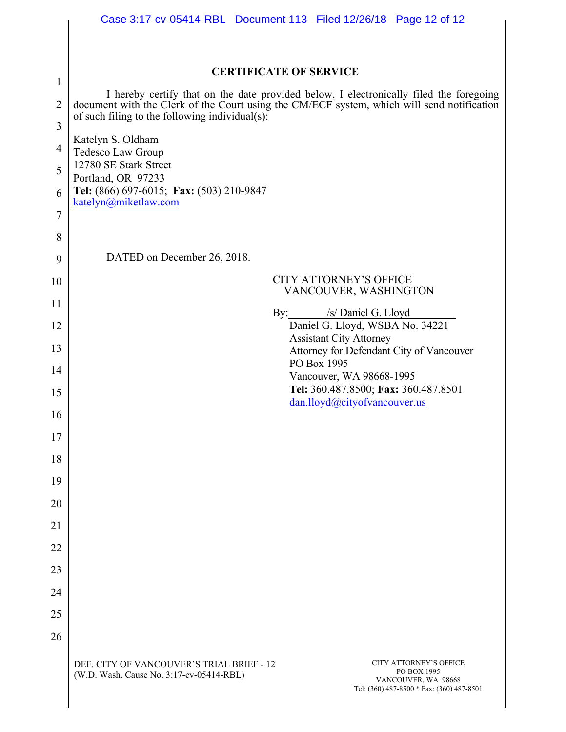## CERTIFICATE OF SERVICE

I hereby certify that on the date provided below, I electronically filed the foregoing document with the Clerk of the Court using the CM/ECF system, which will send notification of such filing to the following individual(s):

Katelyn S. Oldham
Tedesco Law Group
12780 SE Stark Street
Portland, OR 97233
**Tel:** (866) 697-6015; **Fax:** (503) 210-9847
katelyn@miketlaw.com

DATED on December 26, 2018.

CITY ATTORNEY'S OFFICE
VANCOUVER, WASHINGTON

By: /s/ Daniel G. Lloyd
Daniel G. Lloyd, WSBA No. 34221
Assistant City Attorney
Attorney for Defendant City of Vancouver
PO Box 1995
Vancouver, WA 98668-1995
**Tel:** 360.487.8500; **Fax:** 360.487.8501
dan.lloyd@cityofvancouver.us